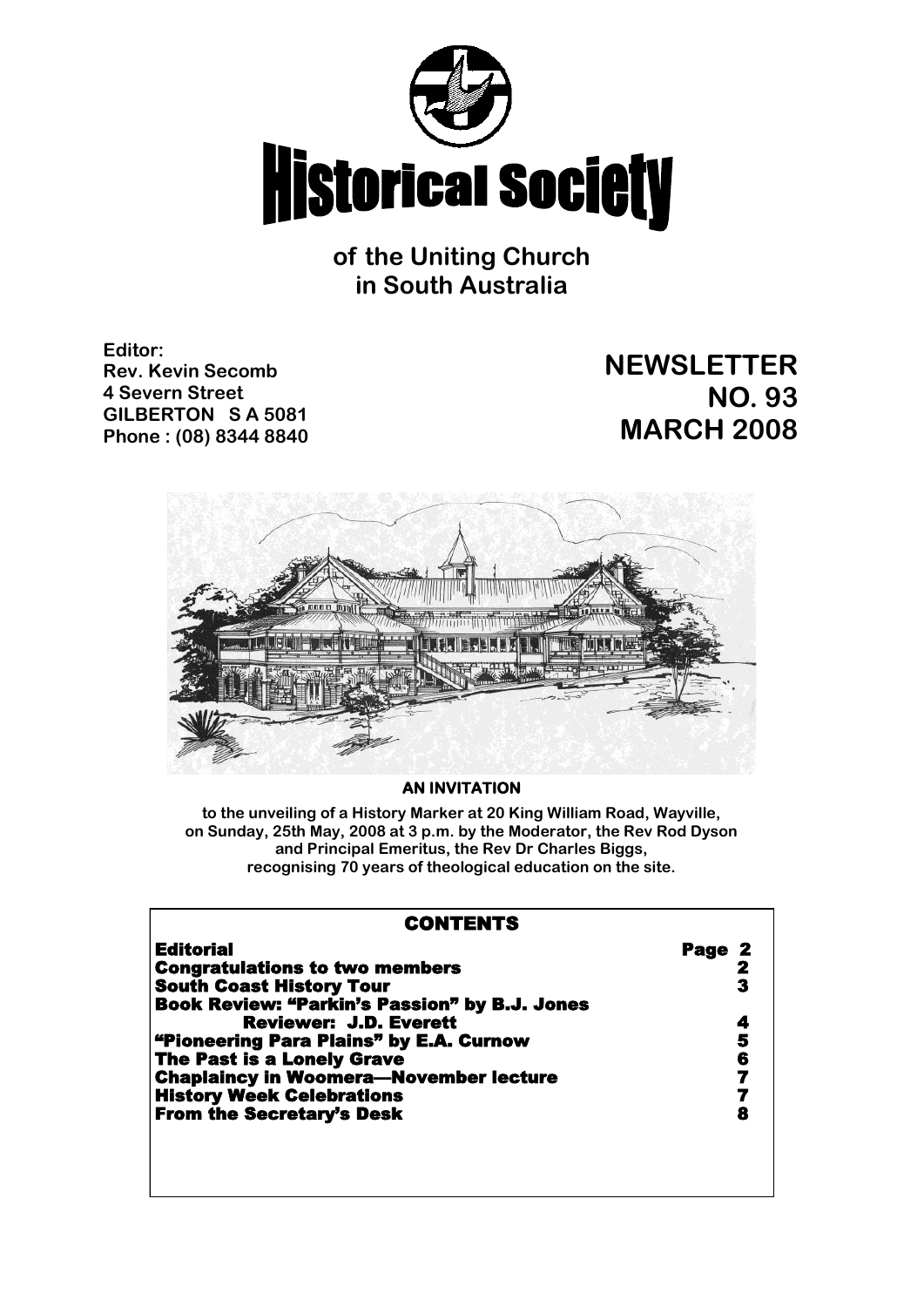# Historical Society

### of the Uniting Church in South Australia

**Editor:**
**Rev. Kevin Secomb**
**4 Severn Street**
**GILBERTON S A 5081**
**Phone : (08) 8344 8840**

## NEWSLETTER NO. 93 MARCH 2008

**AN INVITATION**

**to the unveiling of a History Marker at 20 King William Road, Wayville, on Sunday, 25th May, 2008 at 3 p.m. by the Moderator, the Rev Rod Dyson and Principal Emeritus, the Rev Dr Charles Biggs, recognising 70 years of theological education on the site.**

**CONTENTS**

| | |
|---|---|
| **Editorial** | **Page 2** |
| **Congratulations to two members** | **2** |
| **South Coast History Tour** | **3** |
| **Book Review: "Parkin's Passion" by B.J. Jones — Reviewer: J.D. Everett** | **4** |
| **"Pioneering Para Plains" by E.A. Curnow** | **5** |
| **The Past is a Lonely Grave** | **6** |
| **Chaplaincy in Woomera—November lecture** | **7** |
| **History Week Celebrations** | **7** |
| **From the Secretary's Desk** | **8** |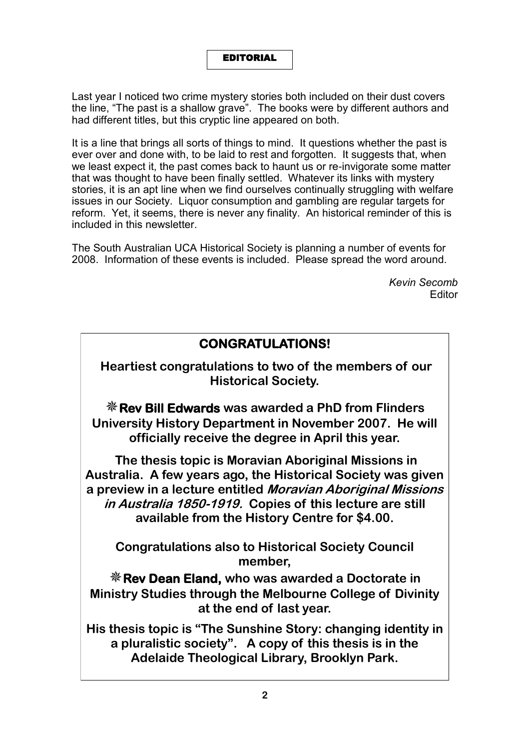## EDITORIAL

Last year I noticed two crime mystery stories both included on their dust covers the line, "The past is a shallow grave". The books were by different authors and had different titles, but this cryptic line appeared on both.

It is a line that brings all sorts of things to mind. It questions whether the past is ever over and done with, to be laid to rest and forgotten. It suggests that, when we least expect it, the past comes back to haunt us or re-invigorate some matter that was thought to have been finally settled. Whatever its links with mystery stories, it is an apt line when we find ourselves continually struggling with welfare issues in our Society. Liquor consumption and gambling are regular targets for reform. Yet, it seems, there is never any finality. An historical reminder of this is included in this newsletter.

The South Australian UCA Historical Society is planning a number of events for 2008. Information of these events is included. Please spread the word around.

*Kevin Secomb*
Editor

## CONGRATULATIONS!

**Heartiest congratulations to two of the members of our Historical Society.**

**❋ Rev Bill Edwards was awarded a PhD from Flinders University History Department in November 2007. He will officially receive the degree in April this year.**

**The thesis topic is Moravian Aboriginal Missions in Australia. A few years ago, the Historical Society was given a preview in a lecture entitled *Moravian Aboriginal Missions in Australia 1850-1919.* Copies of this lecture are still available from the History Centre for $4.00.**

**Congratulations also to Historical Society Council member,**

**❋ Rev Dean Eland, who was awarded a Doctorate in Ministry Studies through the Melbourne College of Divinity at the end of last year.**

**His thesis topic is "The Sunshine Story: changing identity in a pluralistic society". A copy of this thesis is in the Adelaide Theological Library, Brooklyn Park.**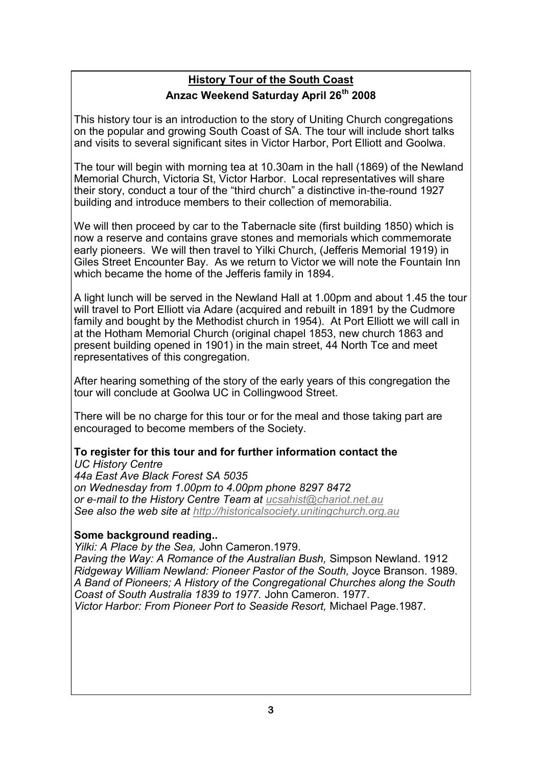## History Tour of the South Coast

### Anzac Weekend Saturday April 26th 2008

This history tour is an introduction to the story of Uniting Church congregations on the popular and growing South Coast of SA. The tour will include short talks and visits to several significant sites in Victor Harbor, Port Elliott and Goolwa.

The tour will begin with morning tea at 10.30am in the hall (1869) of the Newland Memorial Church, Victoria St, Victor Harbor. Local representatives will share their story, conduct a tour of the "third church" a distinctive in-the-round 1927 building and introduce members to their collection of memorabilia.

We will then proceed by car to the Tabernacle site (first building 1850) which is now a reserve and contains grave stones and memorials which commemorate early pioneers. We will then travel to Yilki Church, (Jefferis Memorial 1919) in Giles Street Encounter Bay. As we return to Victor we will note the Fountain Inn which became the home of the Jefferis family in 1894.

A light lunch will be served in the Newland Hall at 1.00pm and about 1.45 the tour will travel to Port Elliott via Adare (acquired and rebuilt in 1891 by the Cudmore family and bought by the Methodist church in 1954). At Port Elliott we will call in at the Hotham Memorial Church (original chapel 1853, new church 1863 and present building opened in 1901) in the main street, 44 North Tce and meet representatives of this congregation.

After hearing something of the story of the early years of this congregation the tour will conclude at Goolwa UC in Collingwood Street.

There will be no charge for this tour or for the meal and those taking part are encouraged to become members of the Society.

**To register for this tour and for further information contact the**
*UC History Centre*
*44a East Ave Black Forest SA 5035*
*on Wednesday from 1.00pm to 4.00pm phone 8297 8472*
*or e-mail to the History Centre Team at ucsahist@chariot.net.au*
*See also the web site at http://historicalsociety.unitingchurch.org.au*

**Some background reading..**
*Yilki: A Place by the Sea,* John Cameron.1979.
*Paving the Way: A Romance of the Australian Bush,* Simpson Newland. 1912
*Ridgeway William Newland: Pioneer Pastor of the South,* Joyce Branson. 1989.
*A Band of Pioneers; A History of the Congregational Churches along the South Coast of South Australia 1839 to 1977.* John Cameron. 1977.
*Victor Harbor: From Pioneer Port to Seaside Resort,* Michael Page.1987.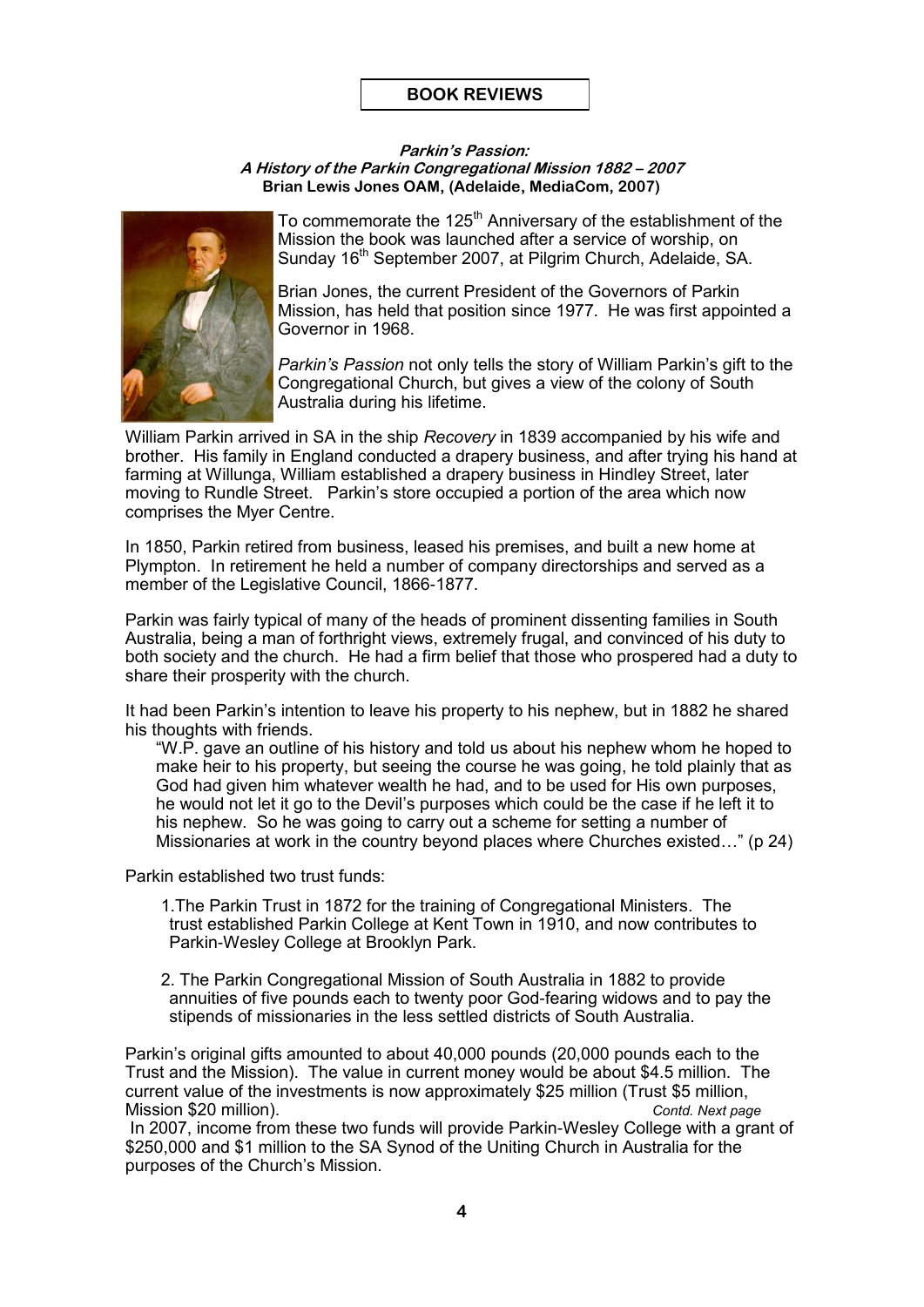## BOOK REVIEWS

***Parkin's Passion:***
***A History of the Parkin Congregational Mission 1882 – 2007***
**Brian Lewis Jones OAM, (Adelaide, MediaCom, 2007)**

To commemorate the 125th Anniversary of the establishment of the Mission the book was launched after a service of worship, on Sunday 16th September 2007, at Pilgrim Church, Adelaide, SA.

Brian Jones, the current President of the Governors of Parkin Mission, has held that position since 1977. He was first appointed a Governor in 1968.

*Parkin's Passion* not only tells the story of William Parkin's gift to the Congregational Church, but gives a view of the colony of South Australia during his lifetime.

William Parkin arrived in SA in the ship *Recovery* in 1839 accompanied by his wife and brother. His family in England conducted a drapery business, and after trying his hand at farming at Willunga, William established a drapery business in Hindley Street, later moving to Rundle Street. Parkin's store occupied a portion of the area which now comprises the Myer Centre.

In 1850, Parkin retired from business, leased his premises, and built a new home at Plympton. In retirement he held a number of company directorships and served as a member of the Legislative Council, 1866-1877.

Parkin was fairly typical of many of the heads of prominent dissenting families in South Australia, being a man of forthright views, extremely frugal, and convinced of his duty to both society and the church. He had a firm belief that those who prospered had a duty to share their prosperity with the church.

It had been Parkin's intention to leave his property to his nephew, but in 1882 he shared his thoughts with friends.

> "W.P. gave an outline of his history and told us about his nephew whom he hoped to make heir to his property, but seeing the course he was going, he told plainly that as God had given him whatever wealth he had, and to be used for His own purposes, he would not let it go to the Devil's purposes which could be the case if he left it to his nephew. So he was going to carry out a scheme for setting a number of Missionaries at work in the country beyond places where Churches existed…" (p 24)

Parkin established two trust funds:

1. The Parkin Trust in 1872 for the training of Congregational Ministers. The trust established Parkin College at Kent Town in 1910, and now contributes to Parkin-Wesley College at Brooklyn Park.

2. The Parkin Congregational Mission of South Australia in 1882 to provide annuities of five pounds each to twenty poor God-fearing widows and to pay the stipends of missionaries in the less settled districts of South Australia.

Parkin's original gifts amounted to about 40,000 pounds (20,000 pounds each to the Trust and the Mission). The value in current money would be about $4.5 million. The current value of the investments is now approximately $25 million (Trust $5 million, Mission $20 million). *Contd. Next page*

In 2007, income from these two funds will provide Parkin-Wesley College with a grant of $250,000 and $1 million to the SA Synod of the Uniting Church in Australia for the purposes of the Church's Mission.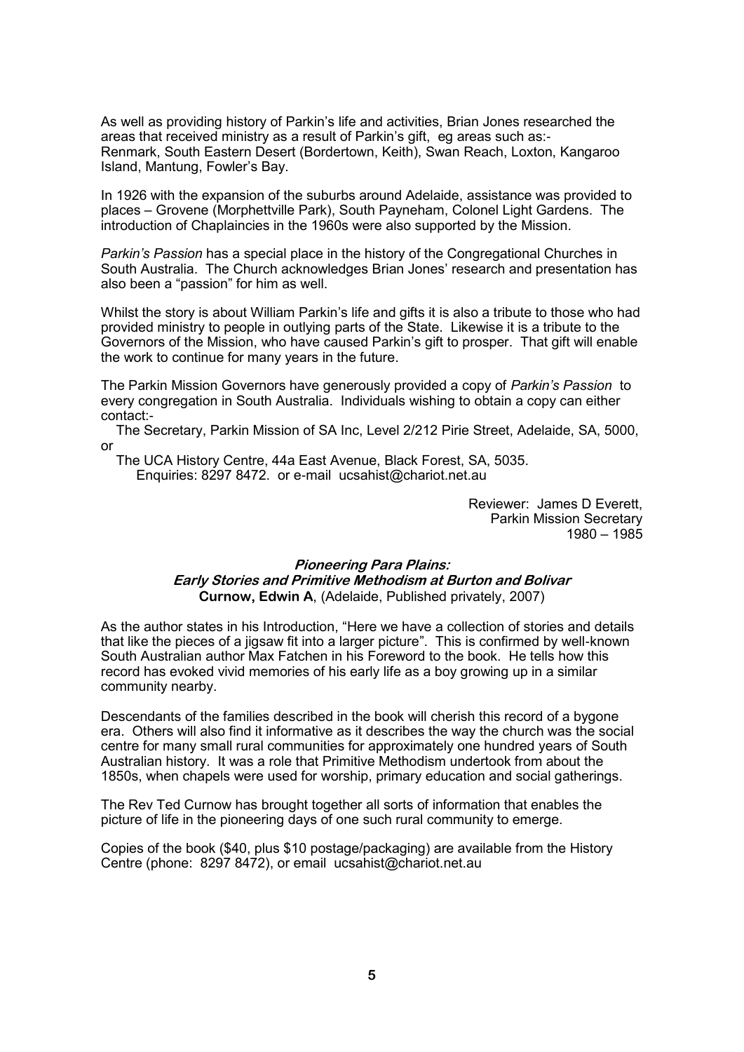As well as providing history of Parkin's life and activities, Brian Jones researched the areas that received ministry as a result of Parkin's gift, eg areas such as:-
Renmark, South Eastern Desert (Bordertown, Keith), Swan Reach, Loxton, Kangaroo Island, Mantung, Fowler's Bay.

In 1926 with the expansion of the suburbs around Adelaide, assistance was provided to places – Grovene (Morphettville Park), South Payneham, Colonel Light Gardens. The introduction of Chaplaincies in the 1960s were also supported by the Mission.

*Parkin's Passion* has a special place in the history of the Congregational Churches in South Australia. The Church acknowledges Brian Jones' research and presentation has also been a "passion" for him as well.

Whilst the story is about William Parkin's life and gifts it is also a tribute to those who had provided ministry to people in outlying parts of the State. Likewise it is a tribute to the Governors of the Mission, who have caused Parkin's gift to prosper. That gift will enable the work to continue for many years in the future.

The Parkin Mission Governors have generously provided a copy of *Parkin's Passion* to every congregation in South Australia. Individuals wishing to obtain a copy can either contact:-

The Secretary, Parkin Mission of SA Inc, Level 2/212 Pirie Street, Adelaide, SA, 5000, or

The UCA History Centre, 44a East Avenue, Black Forest, SA, 5035.
Enquiries: 8297 8472. or e-mail ucsahist@chariot.net.au

Reviewer: James D Everett,
Parkin Mission Secretary
1980 – 1985

### *Pioneering Para Plains:*
### *Early Stories and Primitive Methodism at Burton and Bolivar*

**Curnow, Edwin A**, (Adelaide, Published privately, 2007)

As the author states in his Introduction, "Here we have a collection of stories and details that like the pieces of a jigsaw fit into a larger picture". This is confirmed by well-known South Australian author Max Fatchen in his Foreword to the book. He tells how this record has evoked vivid memories of his early life as a boy growing up in a similar community nearby.

Descendants of the families described in the book will cherish this record of a bygone era. Others will also find it informative as it describes the way the church was the social centre for many small rural communities for approximately one hundred years of South Australian history. It was a role that Primitive Methodism undertook from about the 1850s, when chapels were used for worship, primary education and social gatherings.

The Rev Ted Curnow has brought together all sorts of information that enables the picture of life in the pioneering days of one such rural community to emerge.

Copies of the book ($40, plus $10 postage/packaging) are available from the History Centre (phone: 8297 8472), or email ucsahist@chariot.net.au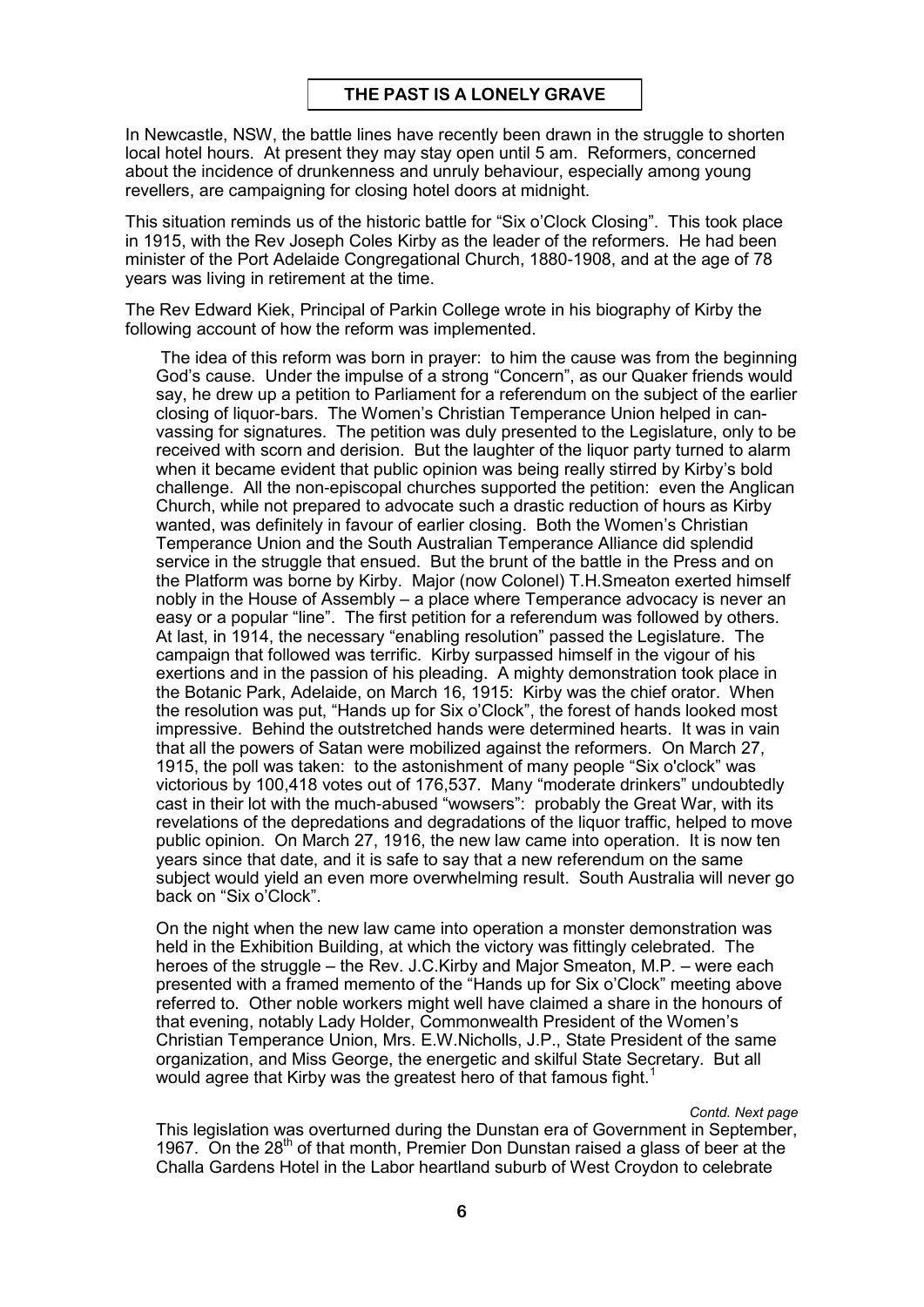## THE PAST IS A LONELY GRAVE

In Newcastle, NSW, the battle lines have recently been drawn in the struggle to shorten local hotel hours. At present they may stay open until 5 am. Reformers, concerned about the incidence of drunkenness and unruly behaviour, especially among young revellers, are campaigning for closing hotel doors at midnight.

This situation reminds us of the historic battle for "Six o'Clock Closing". This took place in 1915, with the Rev Joseph Coles Kirby as the leader of the reformers. He had been minister of the Port Adelaide Congregational Church, 1880-1908, and at the age of 78 years was living in retirement at the time.

The Rev Edward Kiek, Principal of Parkin College wrote in his biography of Kirby the following account of how the reform was implemented.

> The idea of this reform was born in prayer: to him the cause was from the beginning God's cause. Under the impulse of a strong "Concern", as our Quaker friends would say, he drew up a petition to Parliament for a referendum on the subject of the earlier closing of liquor-bars. The Women's Christian Temperance Union helped in canvassing for signatures. The petition was duly presented to the Legislature, only to be received with scorn and derision. But the laughter of the liquor party turned to alarm when it became evident that public opinion was being really stirred by Kirby's bold challenge. All the non-episcopal churches supported the petition: even the Anglican Church, while not prepared to advocate such a drastic reduction of hours as Kirby wanted, was definitely in favour of earlier closing. Both the Women's Christian Temperance Union and the South Australian Temperance Alliance did splendid service in the struggle that ensued. But the brunt of the battle in the Press and on the Platform was borne by Kirby. Major (now Colonel) T.H.Smeaton exerted himself nobly in the House of Assembly – a place where Temperance advocacy is never an easy or a popular "line". The first petition for a referendum was followed by others. At last, in 1914, the necessary "enabling resolution" passed the Legislature. The campaign that followed was terrific. Kirby surpassed himself in the vigour of his exertions and in the passion of his pleading. A mighty demonstration took place in the Botanic Park, Adelaide, on March 16, 1915: Kirby was the chief orator. When the resolution was put, "Hands up for Six o'Clock", the forest of hands looked most impressive. Behind the outstretched hands were determined hearts. It was in vain that all the powers of Satan were mobilized against the reformers. On March 27, 1915, the poll was taken: to the astonishment of many people "Six o'clock" was victorious by 100,418 votes out of 176,537. Many "moderate drinkers" undoubtedly cast in their lot with the much-abused "wowsers": probably the Great War, with its revelations of the depredations and degradations of the liquor traffic, helped to move public opinion. On March 27, 1916, the new law came into operation. It is now ten years since that date, and it is safe to say that a new referendum on the same subject would yield an even more overwhelming result. South Australia will never go back on "Six o'Clock".
>
> On the night when the new law came into operation a monster demonstration was held in the Exhibition Building, at which the victory was fittingly celebrated. The heroes of the struggle – the Rev. J.C.Kirby and Major Smeaton, M.P. – were each presented with a framed memento of the "Hands up for Six o'Clock" meeting above referred to. Other noble workers might well have claimed a share in the honours of that evening, notably Lady Holder, Commonwealth President of the Women's Christian Temperance Union, Mrs. E.W.Nicholls, J.P., State President of the same organization, and Miss George, the energetic and skilful State Secretary. But all would agree that Kirby was the greatest hero of that famous fight.[1]

*Contd. Next page*

This legislation was overturned during the Dunstan era of Government in September, 1967. On the 28th of that month, Premier Don Dunstan raised a glass of beer at the Challa Gardens Hotel in the Labor heartland suburb of West Croydon to celebrate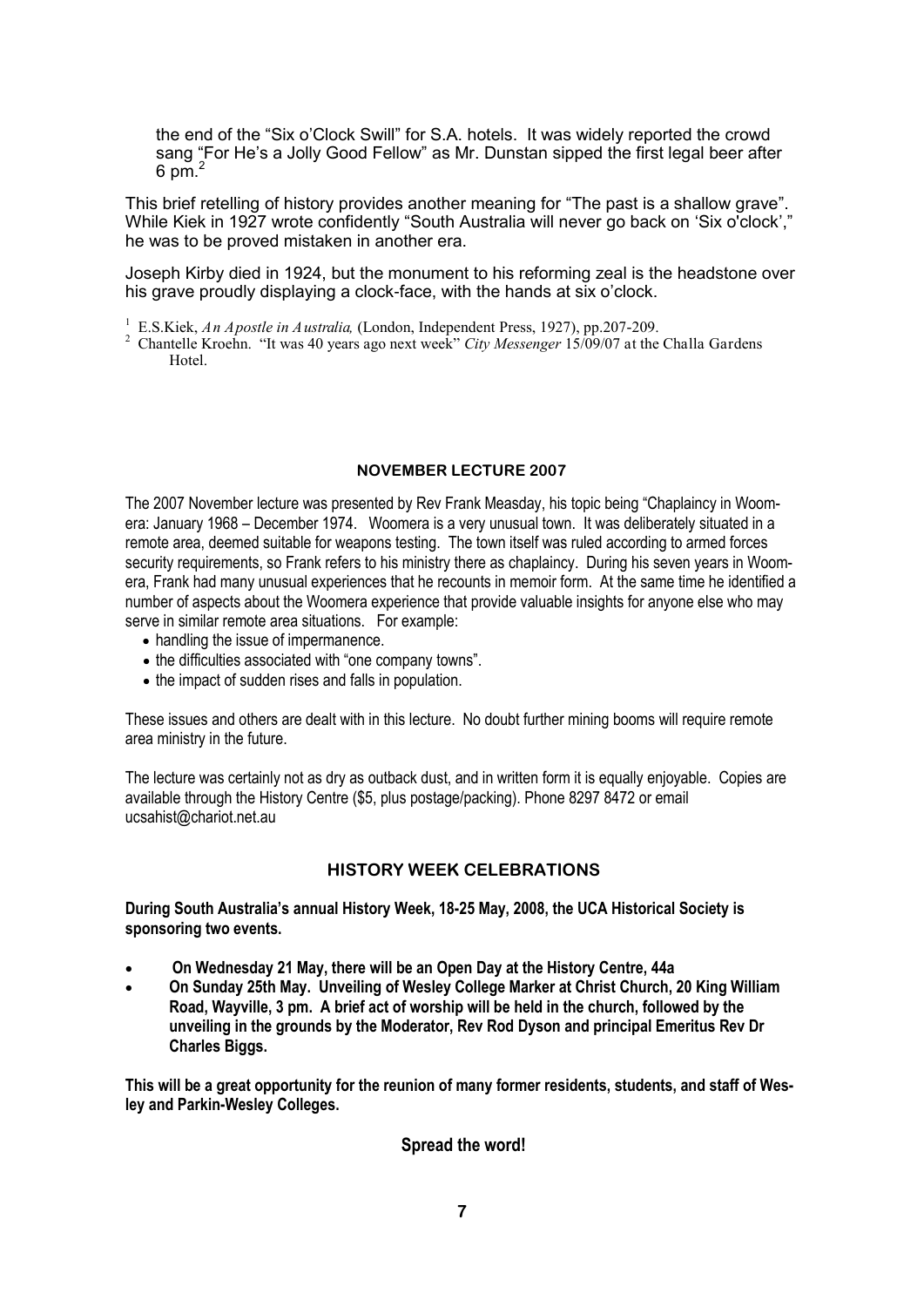the end of the "Six o'Clock Swill" for S.A. hotels. It was widely reported the crowd sang "For He's a Jolly Good Fellow" as Mr. Dunstan sipped the first legal beer after 6 pm.[2]

This brief retelling of history provides another meaning for "The past is a shallow grave". While Kiek in 1927 wrote confidently "South Australia will never go back on 'Six o'clock'," he was to be proved mistaken in another era.

Joseph Kirby died in 1924, but the monument to his reforming zeal is the headstone over his grave proudly displaying a clock-face, with the hands at six o'clock.

[1] E.S.Kiek, *An Apostle in Australia,* (London, Independent Press, 1927), pp.207-209.
[2] Chantelle Kroehn. "It was 40 years ago next week" *City Messenger* 15/09/07 at the Challa Gardens Hotel.

## NOVEMBER LECTURE 2007

The 2007 November lecture was presented by Rev Frank Measday, his topic being "Chaplaincy in Woomera: January 1968 – December 1974. Woomera is a very unusual town. It was deliberately situated in a remote area, deemed suitable for weapons testing. The town itself was ruled according to armed forces security requirements, so Frank refers to his ministry there as chaplaincy. During his seven years in Woomera, Frank had many unusual experiences that he recounts in memoir form. At the same time he identified a number of aspects about the Woomera experience that provide valuable insights for anyone else who may serve in similar remote area situations. For example:

- handling the issue of impermanence.
- the difficulties associated with "one company towns".
- the impact of sudden rises and falls in population.

These issues and others are dealt with in this lecture. No doubt further mining booms will require remote area ministry in the future.

The lecture was certainly not as dry as outback dust, and in written form it is equally enjoyable. Copies are available through the History Centre ($5, plus postage/packing). Phone 8297 8472 or email ucsahist@chariot.net.au

## HISTORY WEEK CELEBRATIONS

**During South Australia's annual History Week, 18-25 May, 2008, the UCA Historical Society is sponsoring two events.**

- **On Wednesday 21 May, there will be an Open Day at the History Centre, 44a**
- **On Sunday 25th May. Unveiling of Wesley College Marker at Christ Church, 20 King William Road, Wayville, 3 pm. A brief act of worship will be held in the church, followed by the unveiling in the grounds by the Moderator, Rev Rod Dyson and principal Emeritus Rev Dr Charles Biggs.**

**This will be a great opportunity for the reunion of many former residents, students, and staff of Wesley and Parkin-Wesley Colleges.**

**Spread the word!**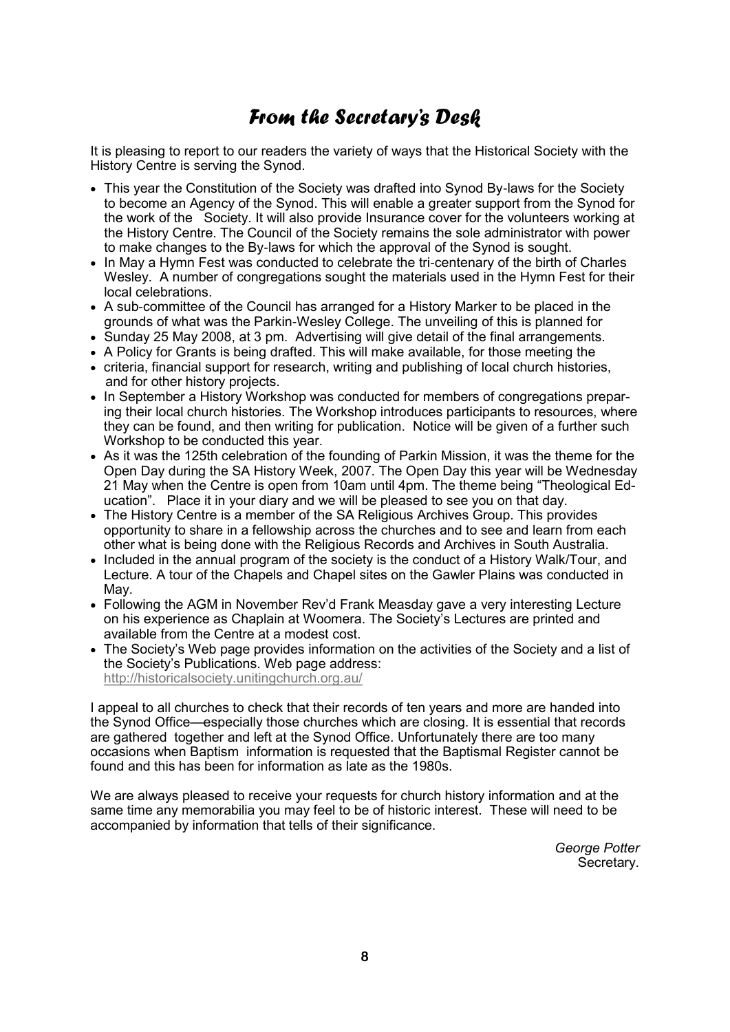# *From the Secretary's Desk*

It is pleasing to report to our readers the variety of ways that the Historical Society with the History Centre is serving the Synod.

- This year the Constitution of the Society was drafted into Synod By-laws for the Society to become an Agency of the Synod. This will enable a greater support from the Synod for the work of the Society. It will also provide Insurance cover for the volunteers working at the History Centre. The Council of the Society remains the sole administrator with power to make changes to the By-laws for which the approval of the Synod is sought.
- In May a Hymn Fest was conducted to celebrate the tri-centenary of the birth of Charles Wesley. A number of congregations sought the materials used in the Hymn Fest for their local celebrations.
- A sub-committee of the Council has arranged for a History Marker to be placed in the grounds of what was the Parkin-Wesley College. The unveiling of this is planned for
- Sunday 25 May 2008, at 3 pm. Advertising will give detail of the final arrangements.
- A Policy for Grants is being drafted. This will make available, for those meeting the
- criteria, financial support for research, writing and publishing of local church histories, and for other history projects.
- In September a History Workshop was conducted for members of congregations preparing their local church histories. The Workshop introduces participants to resources, where they can be found, and then writing for publication. Notice will be given of a further such Workshop to be conducted this year.
- As it was the 125th celebration of the founding of Parkin Mission, it was the theme for the Open Day during the SA History Week, 2007. The Open Day this year will be Wednesday 21 May when the Centre is open from 10am until 4pm. The theme being "Theological Education". Place it in your diary and we will be pleased to see you on that day.
- The History Centre is a member of the SA Religious Archives Group. This provides opportunity to share in a fellowship across the churches and to see and learn from each other what is being done with the Religious Records and Archives in South Australia.
- Included in the annual program of the society is the conduct of a History Walk/Tour, and Lecture. A tour of the Chapels and Chapel sites on the Gawler Plains was conducted in May.
- Following the AGM in November Rev'd Frank Measday gave a very interesting Lecture on his experience as Chaplain at Woomera. The Society's Lectures are printed and available from the Centre at a modest cost.
- The Society's Web page provides information on the activities of the Society and a list of the Society's Publications. Web page address: http://historicalsociety.unitingchurch.org.au/

I appeal to all churches to check that their records of ten years and more are handed into the Synod Office—especially those churches which are closing. It is essential that records are gathered together and left at the Synod Office. Unfortunately there are too many occasions when Baptism information is requested that the Baptismal Register cannot be found and this has been for information as late as the 1980s.

We are always pleased to receive your requests for church history information and at the same time any memorabilia you may feel to be of historic interest. These will need to be accompanied by information that tells of their significance.

*George Potter*
Secretary.